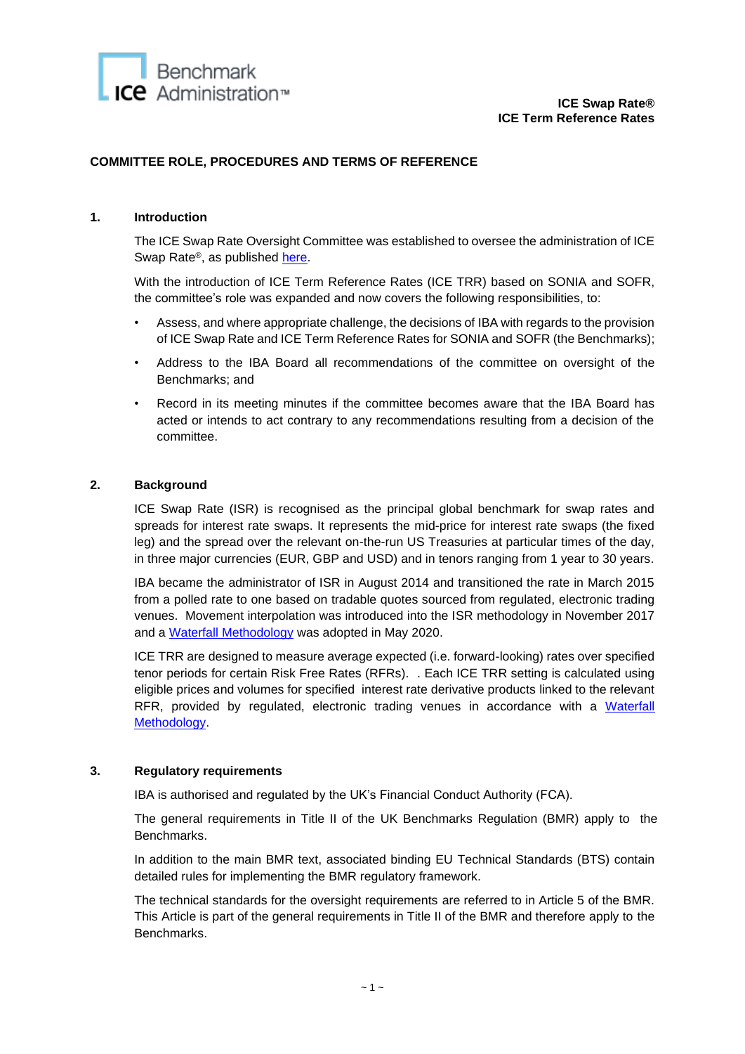**ICE Swap Rate®**
**ICE Term Reference Rates**

# COMMITTEE ROLE, PROCEDURES AND TERMS OF REFERENCE

## 1. Introduction

The ICE Swap Rate Oversight Committee was established to oversee the administration of ICE Swap Rate®, as published [here](here).

With the introduction of ICE Term Reference Rates (ICE TRR) based on SONIA and SOFR, the committee's role was expanded and now covers the following responsibilities, to:

- Assess, and where appropriate challenge, the decisions of IBA with regards to the provision of ICE Swap Rate and ICE Term Reference Rates for SONIA and SOFR (the Benchmarks);
- Address to the IBA Board all recommendations of the committee on oversight of the Benchmarks; and
- Record in its meeting minutes if the committee becomes aware that the IBA Board has acted or intends to act contrary to any recommendations resulting from a decision of the committee.

## 2. Background

ICE Swap Rate (ISR) is recognised as the principal global benchmark for swap rates and spreads for interest rate swaps. It represents the mid-price for interest rate swaps (the fixed leg) and the spread over the relevant on-the-run US Treasuries at particular times of the day, in three major currencies (EUR, GBP and USD) and in tenors ranging from 1 year to 30 years.

IBA became the administrator of ISR in August 2014 and transitioned the rate in March 2015 from a polled rate to one based on tradable quotes sourced from regulated, electronic trading venues. Movement interpolation was introduced into the ISR methodology in November 2017 and a Waterfall Methodology was adopted in May 2020.

ICE TRR are designed to measure average expected (i.e. forward-looking) rates over specified tenor periods for certain Risk Free Rates (RFRs). . Each ICE TRR setting is calculated using eligible prices and volumes for specified interest rate derivative products linked to the relevant RFR, provided by regulated, electronic trading venues in accordance with a Waterfall Methodology.

## 3. Regulatory requirements

IBA is authorised and regulated by the UK's Financial Conduct Authority (FCA).

The general requirements in Title II of the UK Benchmarks Regulation (BMR) apply to the Benchmarks.

In addition to the main BMR text, associated binding EU Technical Standards (BTS) contain detailed rules for implementing the BMR regulatory framework.

The technical standards for the oversight requirements are referred to in Article 5 of the BMR. This Article is part of the general requirements in Title II of the BMR and therefore apply to the Benchmarks.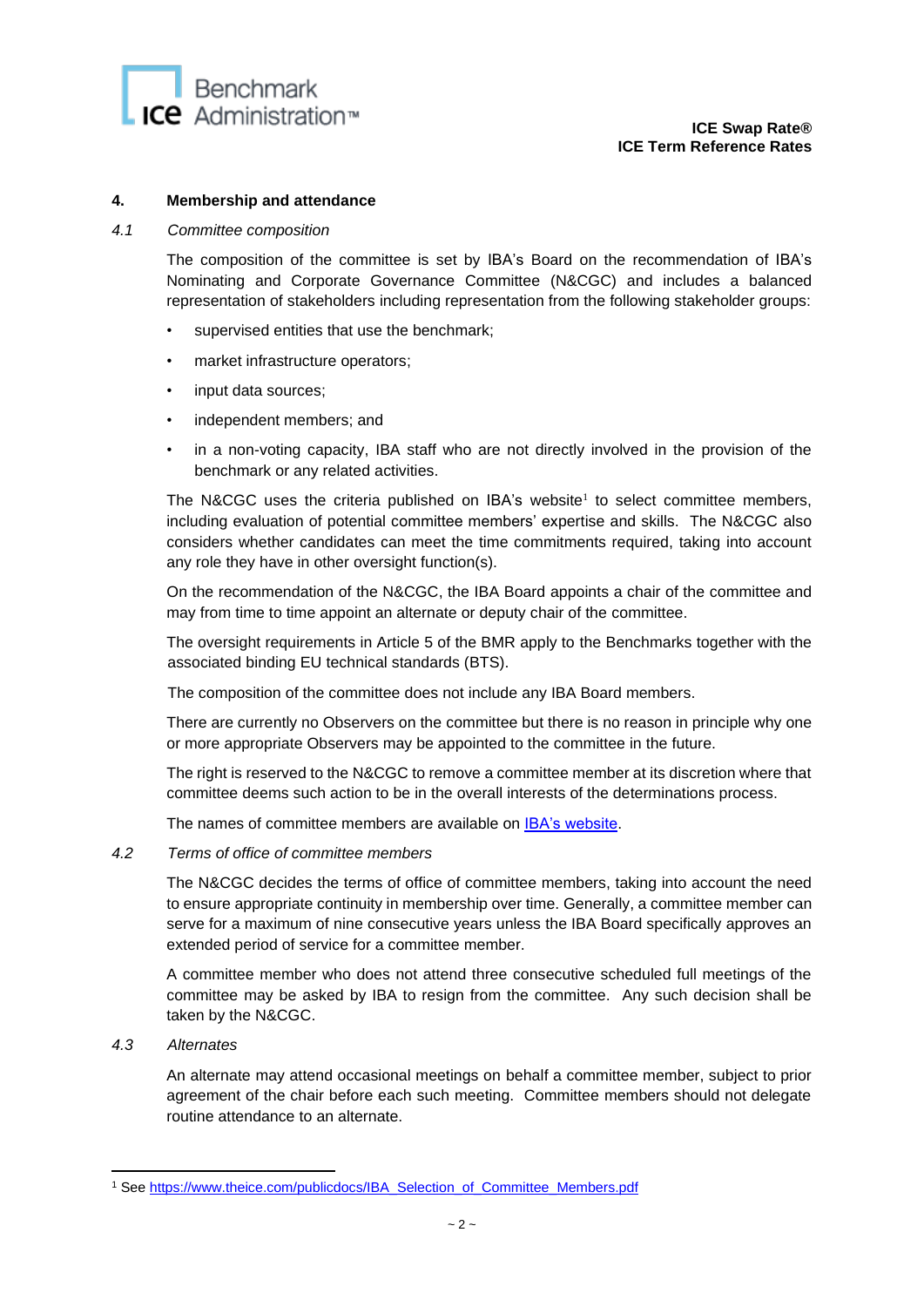## 4. Membership and attendance

### *4.1 Committee composition*

The composition of the committee is set by IBA's Board on the recommendation of IBA's Nominating and Corporate Governance Committee (N&CGC) and includes a balanced representation of stakeholders including representation from the following stakeholder groups:

- supervised entities that use the benchmark;
- market infrastructure operators;
- input data sources;
- independent members; and
- in a non-voting capacity, IBA staff who are not directly involved in the provision of the benchmark or any related activities.

The N&CGC uses the criteria published on IBA's website[1] to select committee members, including evaluation of potential committee members' expertise and skills. The N&CGC also considers whether candidates can meet the time commitments required, taking into account any role they have in other oversight function(s).

On the recommendation of the N&CGC, the IBA Board appoints a chair of the committee and may from time to time appoint an alternate or deputy chair of the committee.

The oversight requirements in Article 5 of the BMR apply to the Benchmarks together with the associated binding EU technical standards (BTS).

The composition of the committee does not include any IBA Board members.

There are currently no Observers on the committee but there is no reason in principle why one or more appropriate Observers may be appointed to the committee in the future.

The right is reserved to the N&CGC to remove a committee member at its discretion where that committee deems such action to be in the overall interests of the determinations process.

The names of committee members are available on [IBA's website](IBA's website).

### *4.2 Terms of office of committee members*

The N&CGC decides the terms of office of committee members, taking into account the need to ensure appropriate continuity in membership over time. Generally, a committee member can serve for a maximum of nine consecutive years unless the IBA Board specifically approves an extended period of service for a committee member.

A committee member who does not attend three consecutive scheduled full meetings of the committee may be asked by IBA to resign from the committee. Any such decision shall be taken by the N&CGC.

### *4.3 Alternates*

An alternate may attend occasional meetings on behalf a committee member, subject to prior agreement of the chair before each such meeting. Committee members should not delegate routine attendance to an alternate.

---

[1] See https://www.theice.com/publicdocs/IBA_Selection_of_Committee_Members.pdf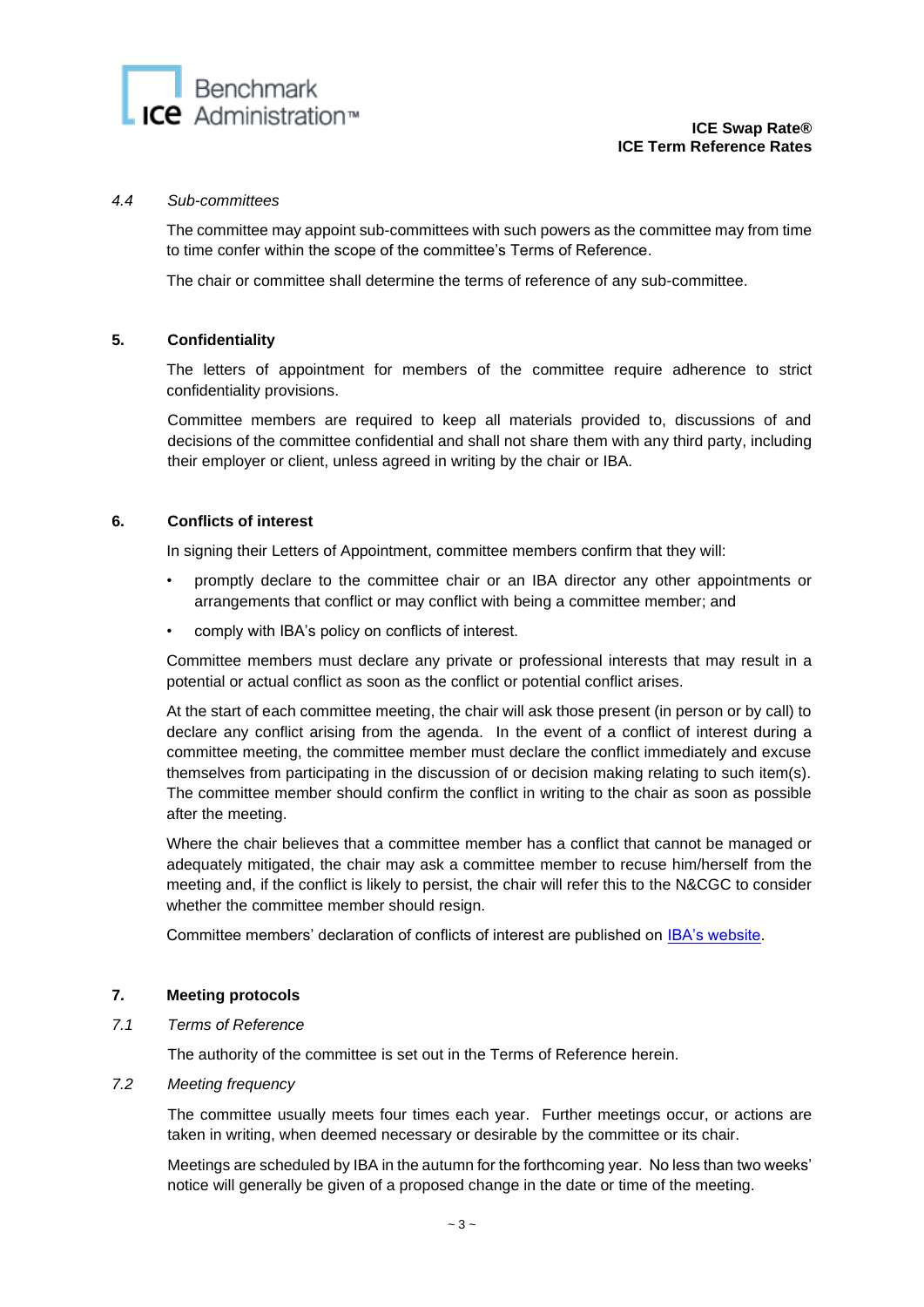### 4.4 *Sub-committees*

The committee may appoint sub-committees with such powers as the committee may from time to time confer within the scope of the committee's Terms of Reference.

The chair or committee shall determine the terms of reference of any sub-committee.

## 5. Confidentiality

The letters of appointment for members of the committee require adherence to strict confidentiality provisions.

Committee members are required to keep all materials provided to, discussions of and decisions of the committee confidential and shall not share them with any third party, including their employer or client, unless agreed in writing by the chair or IBA.

## 6. Conflicts of interest

In signing their Letters of Appointment, committee members confirm that they will:

- promptly declare to the committee chair or an IBA director any other appointments or arrangements that conflict or may conflict with being a committee member; and
- comply with IBA's policy on conflicts of interest.

Committee members must declare any private or professional interests that may result in a potential or actual conflict as soon as the conflict or potential conflict arises.

At the start of each committee meeting, the chair will ask those present (in person or by call) to declare any conflict arising from the agenda. In the event of a conflict of interest during a committee meeting, the committee member must declare the conflict immediately and excuse themselves from participating in the discussion of or decision making relating to such item(s). The committee member should confirm the conflict in writing to the chair as soon as possible after the meeting.

Where the chair believes that a committee member has a conflict that cannot be managed or adequately mitigated, the chair may ask a committee member to recuse him/herself from the meeting and, if the conflict is likely to persist, the chair will refer this to the N&CGC to consider whether the committee member should resign.

Committee members' declaration of conflicts of interest are published on IBA's website.

## 7. Meeting protocols

### 7.1 *Terms of Reference*

The authority of the committee is set out in the Terms of Reference herein.

### 7.2 *Meeting frequency*

The committee usually meets four times each year. Further meetings occur, or actions are taken in writing, when deemed necessary or desirable by the committee or its chair.

Meetings are scheduled by IBA in the autumn for the forthcoming year. No less than two weeks' notice will generally be given of a proposed change in the date or time of the meeting.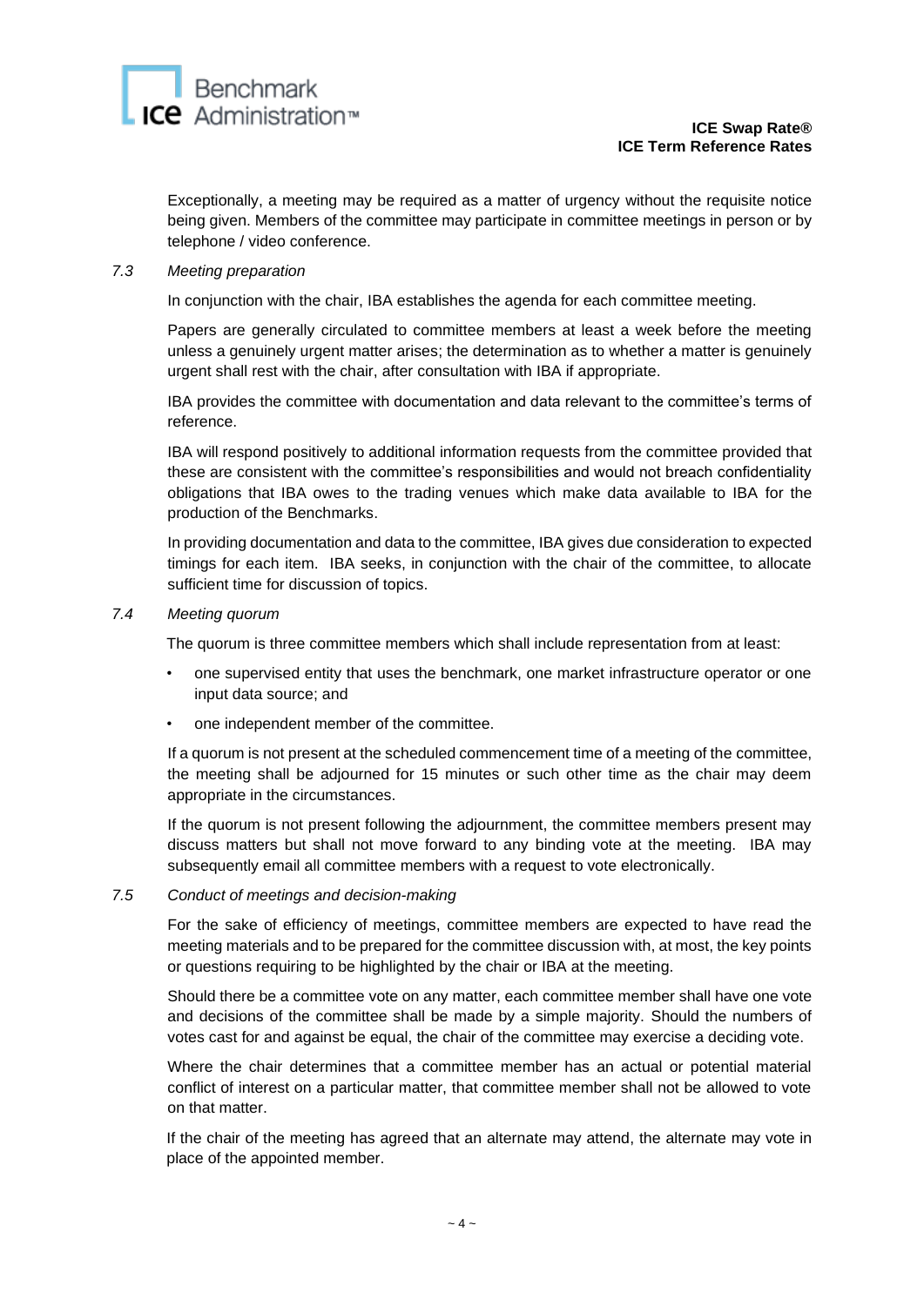Exceptionally, a meeting may be required as a matter of urgency without the requisite notice being given. Members of the committee may participate in committee meetings in person or by telephone / video conference.

### 7.3 *Meeting preparation*

In conjunction with the chair, IBA establishes the agenda for each committee meeting.

Papers are generally circulated to committee members at least a week before the meeting unless a genuinely urgent matter arises; the determination as to whether a matter is genuinely urgent shall rest with the chair, after consultation with IBA if appropriate.

IBA provides the committee with documentation and data relevant to the committee's terms of reference.

IBA will respond positively to additional information requests from the committee provided that these are consistent with the committee's responsibilities and would not breach confidentiality obligations that IBA owes to the trading venues which make data available to IBA for the production of the Benchmarks.

In providing documentation and data to the committee, IBA gives due consideration to expected timings for each item. IBA seeks, in conjunction with the chair of the committee, to allocate sufficient time for discussion of topics.

### 7.4 *Meeting quorum*

The quorum is three committee members which shall include representation from at least:

- one supervised entity that uses the benchmark, one market infrastructure operator or one input data source; and
- one independent member of the committee.

If a quorum is not present at the scheduled commencement time of a meeting of the committee, the meeting shall be adjourned for 15 minutes or such other time as the chair may deem appropriate in the circumstances.

If the quorum is not present following the adjournment, the committee members present may discuss matters but shall not move forward to any binding vote at the meeting. IBA may subsequently email all committee members with a request to vote electronically.

### 7.5 *Conduct of meetings and decision-making*

For the sake of efficiency of meetings, committee members are expected to have read the meeting materials and to be prepared for the committee discussion with, at most, the key points or questions requiring to be highlighted by the chair or IBA at the meeting.

Should there be a committee vote on any matter, each committee member shall have one vote and decisions of the committee shall be made by a simple majority. Should the numbers of votes cast for and against be equal, the chair of the committee may exercise a deciding vote.

Where the chair determines that a committee member has an actual or potential material conflict of interest on a particular matter, that committee member shall not be allowed to vote on that matter.

If the chair of the meeting has agreed that an alternate may attend, the alternate may vote in place of the appointed member.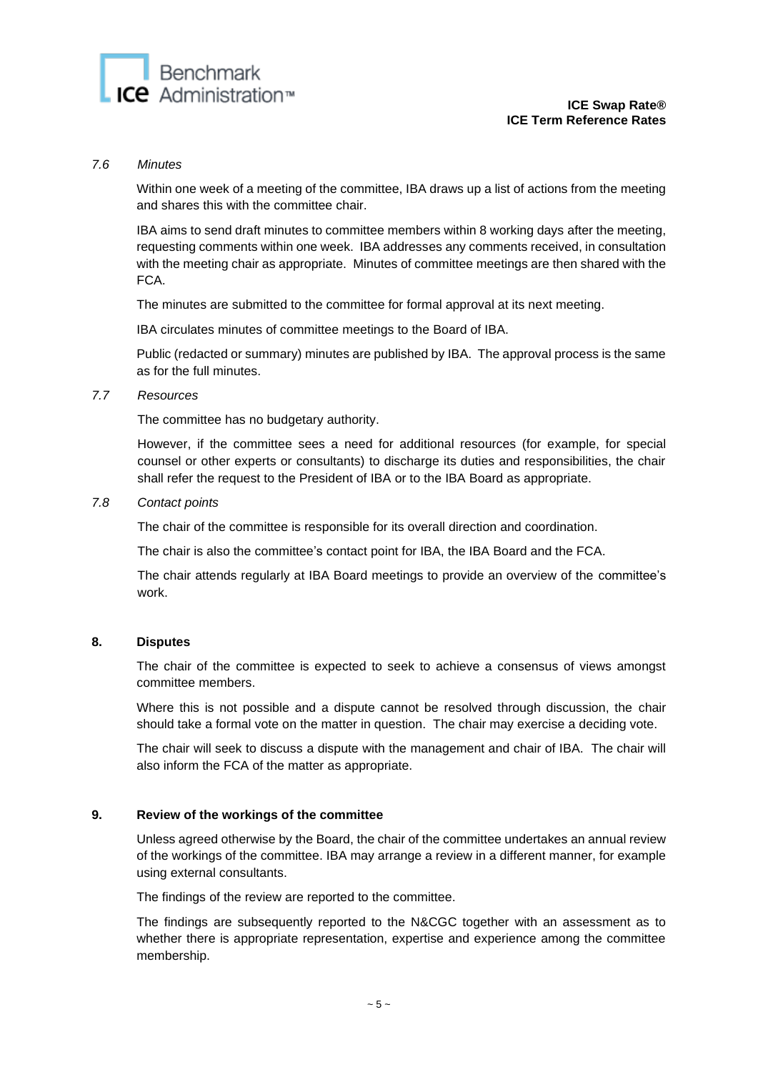*7.6 Minutes*

Within one week of a meeting of the committee, IBA draws up a list of actions from the meeting and shares this with the committee chair.

IBA aims to send draft minutes to committee members within 8 working days after the meeting, requesting comments within one week. IBA addresses any comments received, in consultation with the meeting chair as appropriate. Minutes of committee meetings are then shared with the FCA.

The minutes are submitted to the committee for formal approval at its next meeting.

IBA circulates minutes of committee meetings to the Board of IBA.

Public (redacted or summary) minutes are published by IBA. The approval process is the same as for the full minutes.

*7.7 Resources*

The committee has no budgetary authority.

However, if the committee sees a need for additional resources (for example, for special counsel or other experts or consultants) to discharge its duties and responsibilities, the chair shall refer the request to the President of IBA or to the IBA Board as appropriate.

*7.8 Contact points*

The chair of the committee is responsible for its overall direction and coordination.

The chair is also the committee's contact point for IBA, the IBA Board and the FCA.

The chair attends regularly at IBA Board meetings to provide an overview of the committee's work.

## 8. Disputes

The chair of the committee is expected to seek to achieve a consensus of views amongst committee members.

Where this is not possible and a dispute cannot be resolved through discussion, the chair should take a formal vote on the matter in question. The chair may exercise a deciding vote.

The chair will seek to discuss a dispute with the management and chair of IBA. The chair will also inform the FCA of the matter as appropriate.

## 9. Review of the workings of the committee

Unless agreed otherwise by the Board, the chair of the committee undertakes an annual review of the workings of the committee. IBA may arrange a review in a different manner, for example using external consultants.

The findings of the review are reported to the committee.

The findings are subsequently reported to the N&CGC together with an assessment as to whether there is appropriate representation, expertise and experience among the committee membership.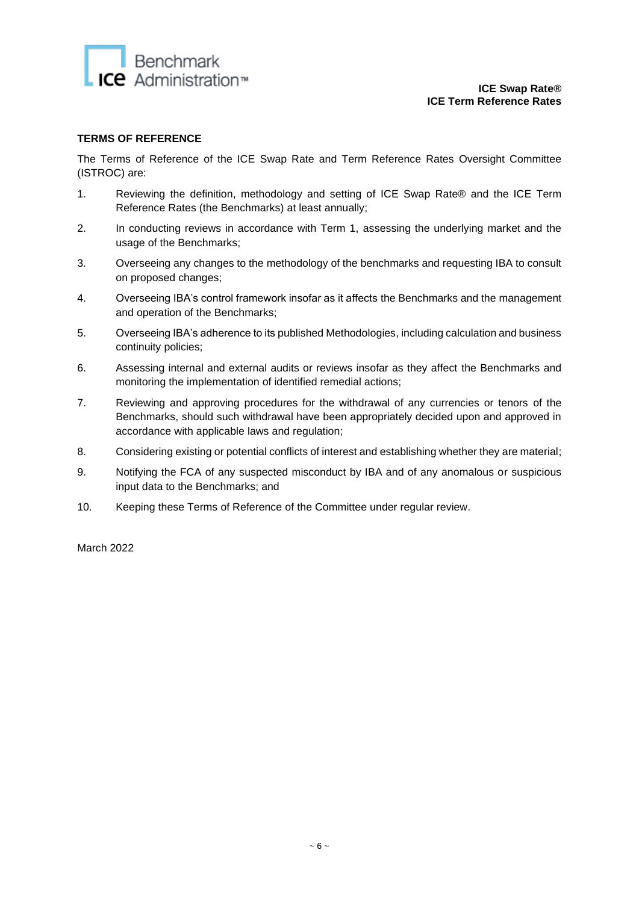**TERMS OF REFERENCE**

The Terms of Reference of the ICE Swap Rate and Term Reference Rates Oversight Committee (ISTROC) are:

1. Reviewing the definition, methodology and setting of ICE Swap Rate® and the ICE Term Reference Rates (the Benchmarks) at least annually;
2. In conducting reviews in accordance with Term 1, assessing the underlying market and the usage of the Benchmarks;
3. Overseeing any changes to the methodology of the benchmarks and requesting IBA to consult on proposed changes;
4. Overseeing IBA's control framework insofar as it affects the Benchmarks and the management and operation of the Benchmarks;
5. Overseeing IBA's adherence to its published Methodologies, including calculation and business continuity policies;
6. Assessing internal and external audits or reviews insofar as they affect the Benchmarks and monitoring the implementation of identified remedial actions;
7. Reviewing and approving procedures for the withdrawal of any currencies or tenors of the Benchmarks, should such withdrawal have been appropriately decided upon and approved in accordance with applicable laws and regulation;
8. Considering existing or potential conflicts of interest and establishing whether they are material;
9. Notifying the FCA of any suspected misconduct by IBA and of any anomalous or suspicious input data to the Benchmarks; and
10. Keeping these Terms of Reference of the Committee under regular review.

March 2022